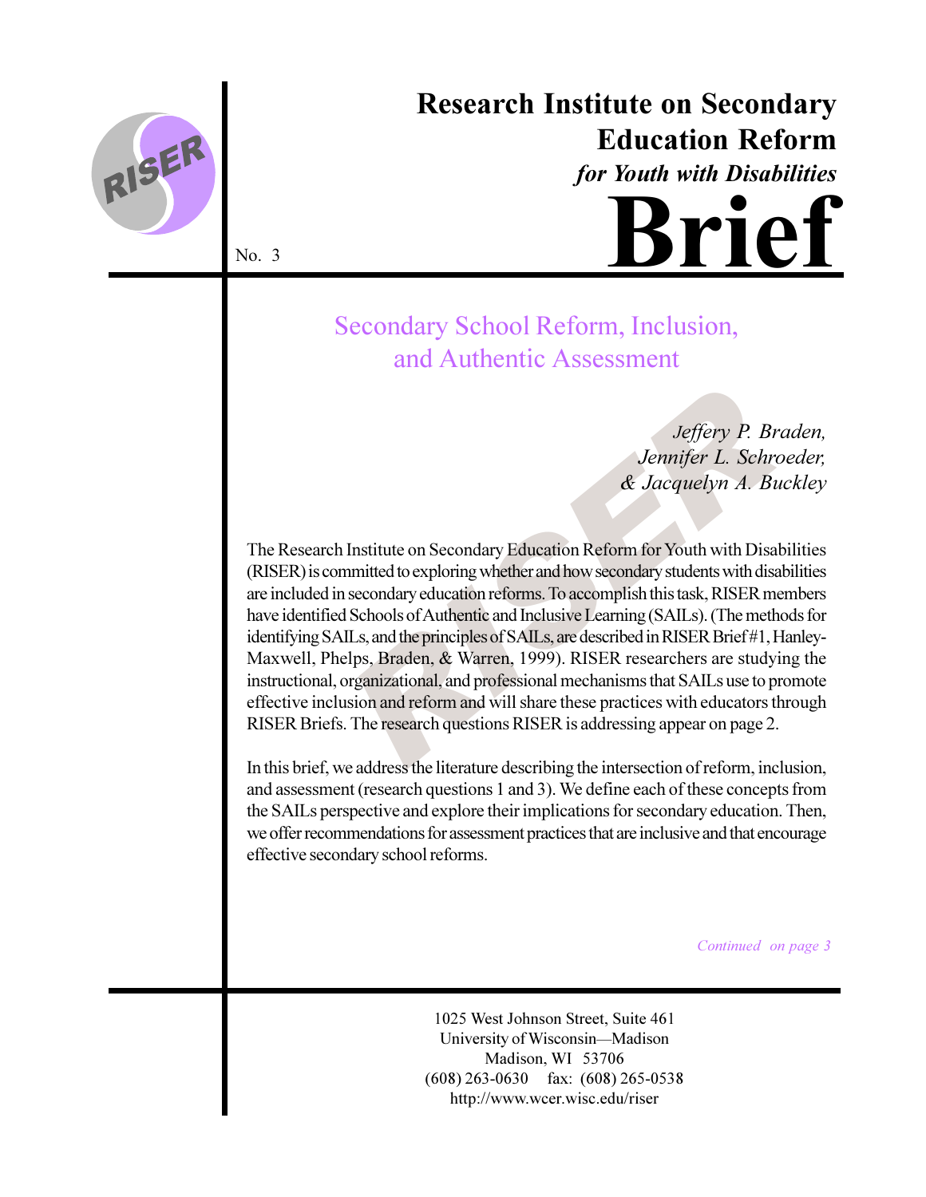# Research Institute on Secondary Education Reform

*for Youth with Disabilities*

# Brief

No. 3

## Secondary School Reform, Inclusion, and Authentic Assessment

*Jeffery P. Braden, Jennifer L. Schroeder, & Jacquelyn A. Buckley*

The Research Institute on Secondary Education Reform for Youth with Disabilities (RISER) is committed to exploring whether and how secondary students with disabilities are included in secondary education reforms. To accomplish this task, RISER members have identified Schools of Authentic and Inclusive Learning (SAILs). (The methods for identifying SAILs, and the principles of SAILs, are described in RISER Brief #1, Hanley-Maxwell, Phelps, Braden, & Warren, 1999). RISER researchers are studying the instructional, organizational, and professional mechanisms that SAILs use to promote effective inclusion and reform and will share these practices with educators through RISER Briefs. The research questions RISER is addressing appear on page 2.

In this brief, we address the literature describing the intersection of reform, inclusion, and assessment (research questions 1 and 3). We define each of these concepts from the SAILs perspective and explore their implications for secondary education. Then, we offer recommendations for assessment practices that are inclusive and that encourage effective secondary school reforms.

*Continued on page 3*

1025 West Johnson Street, Suite 461
University of Wisconsin—Madison
Madison, WI 53706
(608) 263-0630 fax: (608) 265-0538
http://www.wcer.wisc.edu/riser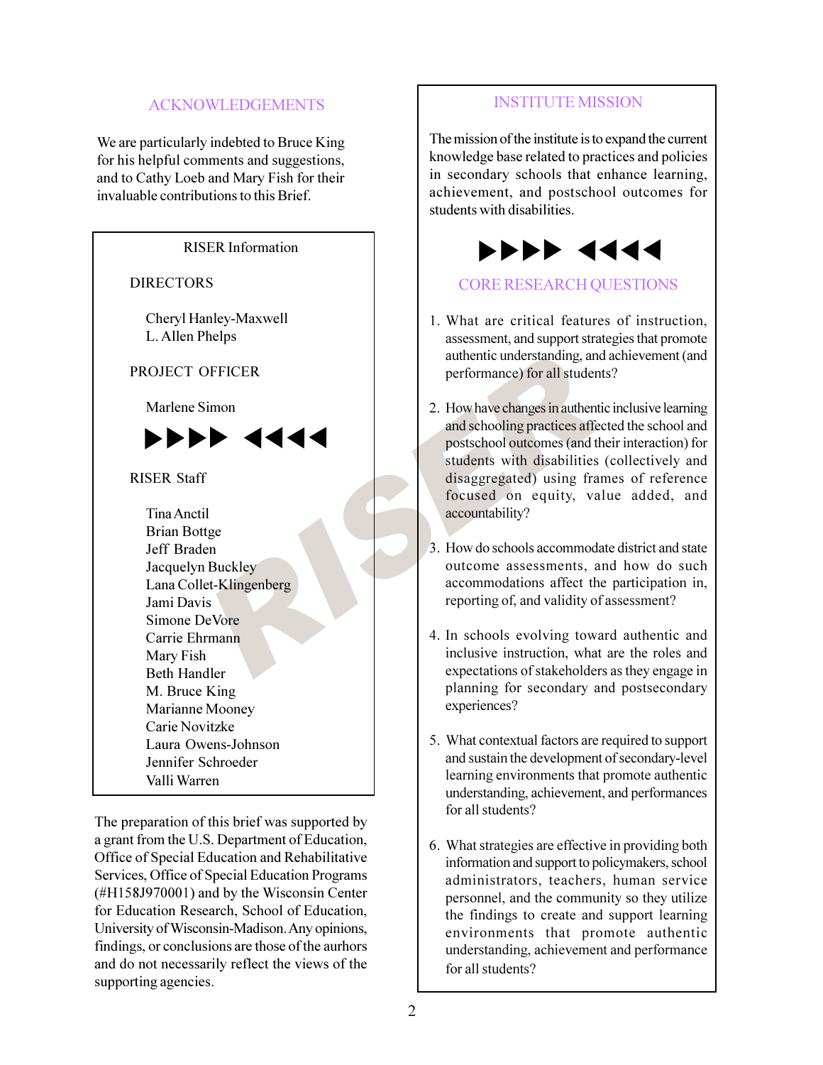## ACKNOWLEDGEMENTS

We are particularly indebted to Bruce King for his helpful comments and suggestions, and to Cathy Loeb and Mary Fish for their invaluable contributions to this Brief.

RISER Information

DIRECTORS

Cheryl Hanley-Maxwell
L. Allen Phelps

PROJECT OFFICER

Marlene Simon

▶▶▶▶ ◀◀◀◀

RISER Staff

Tina Anctil
Brian Bottge
Jeff Braden
Jacquelyn Buckley
Lana Collet-Klingenberg
Jami Davis
Simone DeVore
Carrie Ehrmann
Mary Fish
Beth Handler
M. Bruce King
Marianne Mooney
Carie Novitzke
Laura Owens-Johnson
Jennifer Schroeder
Valli Warren

The preparation of this brief was supported by a grant from the U.S. Department of Education, Office of Special Education and Rehabilitative Services, Office of Special Education Programs (#H158J970001) and by the Wisconsin Center for Education Research, School of Education, University of Wisconsin-Madison. Any opinions, findings, or conclusions are those of the aurhors and do not necessarily reflect the views of the supporting agencies.

## INSTITUTE MISSION

The mission of the institute is to expand the current knowledge base related to practices and policies in secondary schools that enhance learning, achievement, and postschool outcomes for students with disabilities.

▶▶▶▶ ◀◀◀◀

## CORE RESEARCH QUESTIONS

1. What are critical features of instruction, assessment, and support strategies that promote authentic understanding, and achievement (and performance) for all students?

2. How have changes in authentic inclusive learning and schooling practices affected the school and postschool outcomes (and their interaction) for students with disabilities (collectively and disaggregated) using frames of reference focused on equity, value added, and accountability?

3. How do schools accommodate district and state outcome assessments, and how do such accommodations affect the participation in, reporting of, and validity of assessment?

4. In schools evolving toward authentic and inclusive instruction, what are the roles and expectations of stakeholders as they engage in planning for secondary and postsecondary experiences?

5. What contextual factors are required to support and sustain the development of secondary-level learning environments that promote authentic understanding, achievement, and performances for all students?

6. What strategies are effective in providing both information and support to policymakers, school administrators, teachers, human service personnel, and the community so they utilize the findings to create and support learning environments that promote authentic understanding, achievement and performance for all students?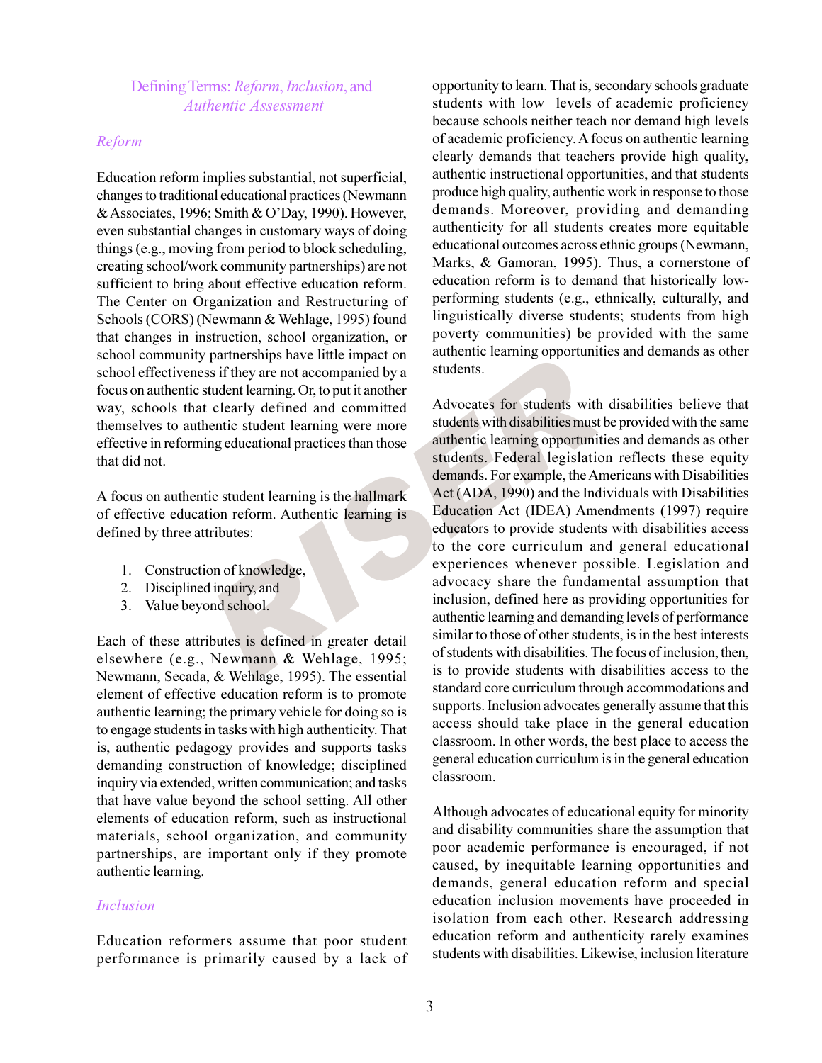## Defining Terms: *Reform*, *Inclusion*, and *Authentic Assessment*

### *Reform*

Education reform implies substantial, not superficial, changes to traditional educational practices (Newmann & Associates, 1996; Smith & O'Day, 1990). However, even substantial changes in customary ways of doing things (e.g., moving from period to block scheduling, creating school/work community partnerships) are not sufficient to bring about effective education reform. The Center on Organization and Restructuring of Schools (CORS) (Newmann & Wehlage, 1995) found that changes in instruction, school organization, or school community partnerships have little impact on school effectiveness if they are not accompanied by a focus on authentic student learning. Or, to put it another way, schools that clearly defined and committed themselves to authentic student learning were more effective in reforming educational practices than those that did not.

A focus on authentic student learning is the hallmark of effective education reform. Authentic learning is defined by three attributes:

1. Construction of knowledge,
2. Disciplined inquiry, and
3. Value beyond school.

Each of these attributes is defined in greater detail elsewhere (e.g., Newmann & Wehlage, 1995; Newmann, Secada, & Wehlage, 1995). The essential element of effective education reform is to promote authentic learning; the primary vehicle for doing so is to engage students in tasks with high authenticity. That is, authentic pedagogy provides and supports tasks demanding construction of knowledge; disciplined inquiry via extended, written communication; and tasks that have value beyond the school setting. All other elements of education reform, such as instructional materials, school organization, and community partnerships, are important only if they promote authentic learning.

### *Inclusion*

Education reformers assume that poor student performance is primarily caused by a lack of opportunity to learn. That is, secondary schools graduate students with low levels of academic proficiency because schools neither teach nor demand high levels of academic proficiency. A focus on authentic learning clearly demands that teachers provide high quality, authentic instructional opportunities, and that students produce high quality, authentic work in response to those demands. Moreover, providing and demanding authenticity for all students creates more equitable educational outcomes across ethnic groups (Newmann, Marks, & Gamoran, 1995). Thus, a cornerstone of education reform is to demand that historically low-performing students (e.g., ethnically, culturally, and linguistically diverse students; students from high poverty communities) be provided with the same authentic learning opportunities and demands as other students.

Advocates for students with disabilities believe that students with disabilities must be provided with the same authentic learning opportunities and demands as other students. Federal legislation reflects these equity demands. For example, the Americans with Disabilities Act (ADA, 1990) and the Individuals with Disabilities Education Act (IDEA) Amendments (1997) require educators to provide students with disabilities access to the core curriculum and general educational experiences whenever possible. Legislation and advocacy share the fundamental assumption that inclusion, defined here as providing opportunities for authentic learning and demanding levels of performance similar to those of other students, is in the best interests of students with disabilities. The focus of inclusion, then, is to provide students with disabilities access to the standard core curriculum through accommodations and supports. Inclusion advocates generally assume that this access should take place in the general education classroom. In other words, the best place to access the general education curriculum is in the general education classroom.

Although advocates of educational equity for minority and disability communities share the assumption that poor academic performance is encouraged, if not caused, by inequitable learning opportunities and demands, general education reform and special education inclusion movements have proceeded in isolation from each other. Research addressing education reform and authenticity rarely examines students with disabilities. Likewise, inclusion literature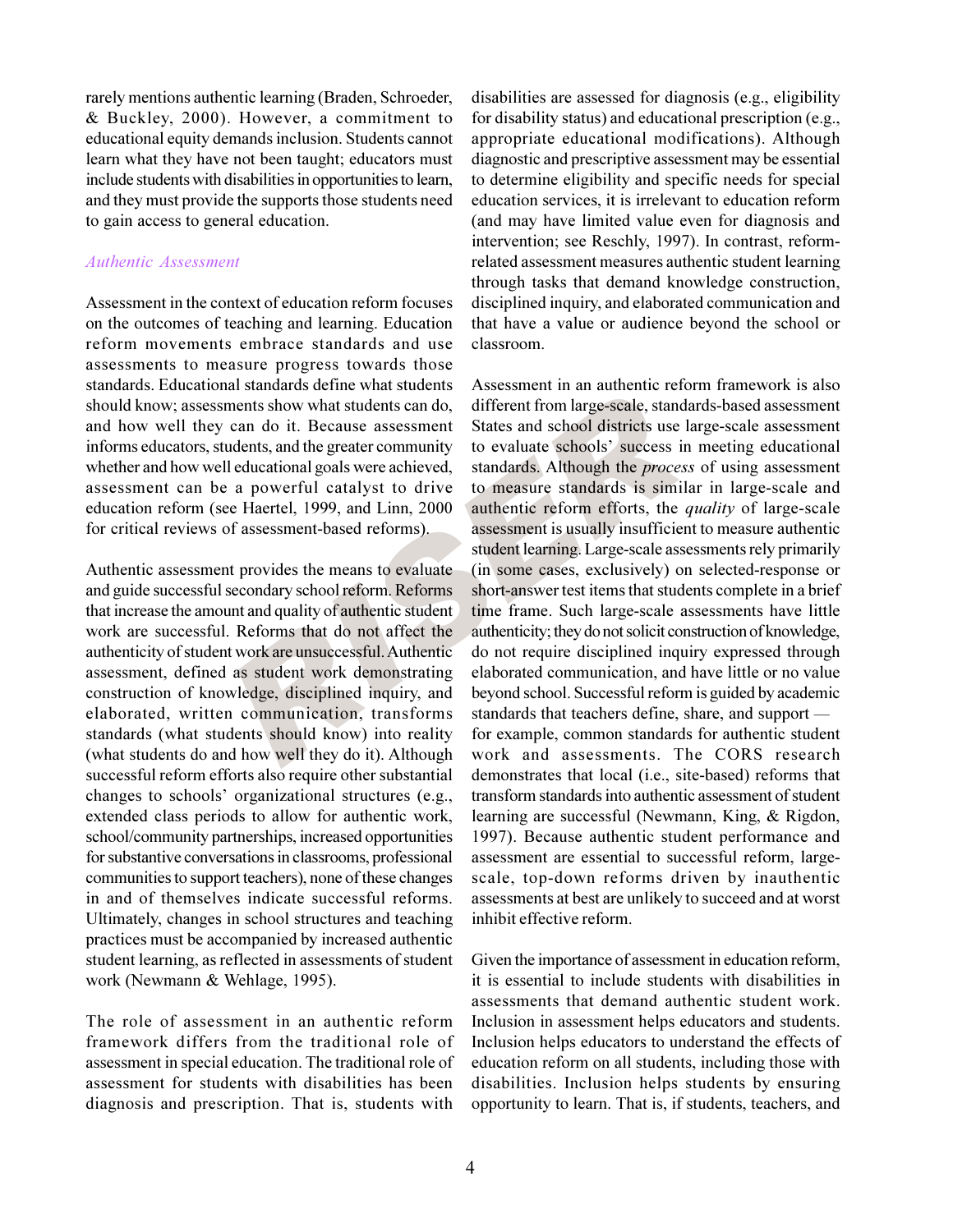rarely mentions authentic learning (Braden, Schroeder, & Buckley, 2000). However, a commitment to educational equity demands inclusion. Students cannot learn what they have not been taught; educators must include students with disabilities in opportunities to learn, and they must provide the supports those students need to gain access to general education.

### *Authentic Assessment*

Assessment in the context of education reform focuses on the outcomes of teaching and learning. Education reform movements embrace standards and use assessments to measure progress towards those standards. Educational standards define what students should know; assessments show what students can do, and how well they can do it. Because assessment informs educators, students, and the greater community whether and how well educational goals were achieved, assessment can be a powerful catalyst to drive education reform (see Haertel, 1999, and Linn, 2000 for critical reviews of assessment-based reforms).

Authentic assessment provides the means to evaluate and guide successful secondary school reform. Reforms that increase the amount and quality of authentic student work are successful. Reforms that do not affect the authenticity of student work are unsuccessful. Authentic assessment, defined as student work demonstrating construction of knowledge, disciplined inquiry, and elaborated, written communication, transforms standards (what students should know) into reality (what students do and how well they do it). Although successful reform efforts also require other substantial changes to schools' organizational structures (e.g., extended class periods to allow for authentic work, school/community partnerships, increased opportunities for substantive conversations in classrooms, professional communities to support teachers), none of these changes in and of themselves indicate successful reforms. Ultimately, changes in school structures and teaching practices must be accompanied by increased authentic student learning, as reflected in assessments of student work (Newmann & Wehlage, 1995).

The role of assessment in an authentic reform framework differs from the traditional role of assessment in special education. The traditional role of assessment for students with disabilities has been diagnosis and prescription. That is, students with disabilities are assessed for diagnosis (e.g., eligibility for disability status) and educational prescription (e.g., appropriate educational modifications). Although diagnostic and prescriptive assessment may be essential to determine eligibility and specific needs for special education services, it is irrelevant to education reform (and may have limited value even for diagnosis and intervention; see Reschly, 1997). In contrast, reform-related assessment measures authentic student learning through tasks that demand knowledge construction, disciplined inquiry, and elaborated communication and that have a value or audience beyond the school or classroom.

Assessment in an authentic reform framework is also different from large-scale, standards-based assessment States and school districts use large-scale assessment to evaluate schools' success in meeting educational standards. Although the *process* of using assessment to measure standards is similar in large-scale and authentic reform efforts, the *quality* of large-scale assessment is usually insufficient to measure authentic student learning. Large-scale assessments rely primarily (in some cases, exclusively) on selected-response or short-answer test items that students complete in a brief time frame. Such large-scale assessments have little authenticity; they do not solicit construction of knowledge, do not require disciplined inquiry expressed through elaborated communication, and have little or no value beyond school. Successful reform is guided by academic standards that teachers define, share, and support — for example, common standards for authentic student work and assessments. The CORS research demonstrates that local (i.e., site-based) reforms that transform standards into authentic assessment of student learning are successful (Newmann, King, & Rigdon, 1997). Because authentic student performance and assessment are essential to successful reform, large-scale, top-down reforms driven by inauthentic assessments at best are unlikely to succeed and at worst inhibit effective reform.

Given the importance of assessment in education reform, it is essential to include students with disabilities in assessments that demand authentic student work. Inclusion in assessment helps educators and students. Inclusion helps educators to understand the effects of education reform on all students, including those with disabilities. Inclusion helps students by ensuring opportunity to learn. That is, if students, teachers, and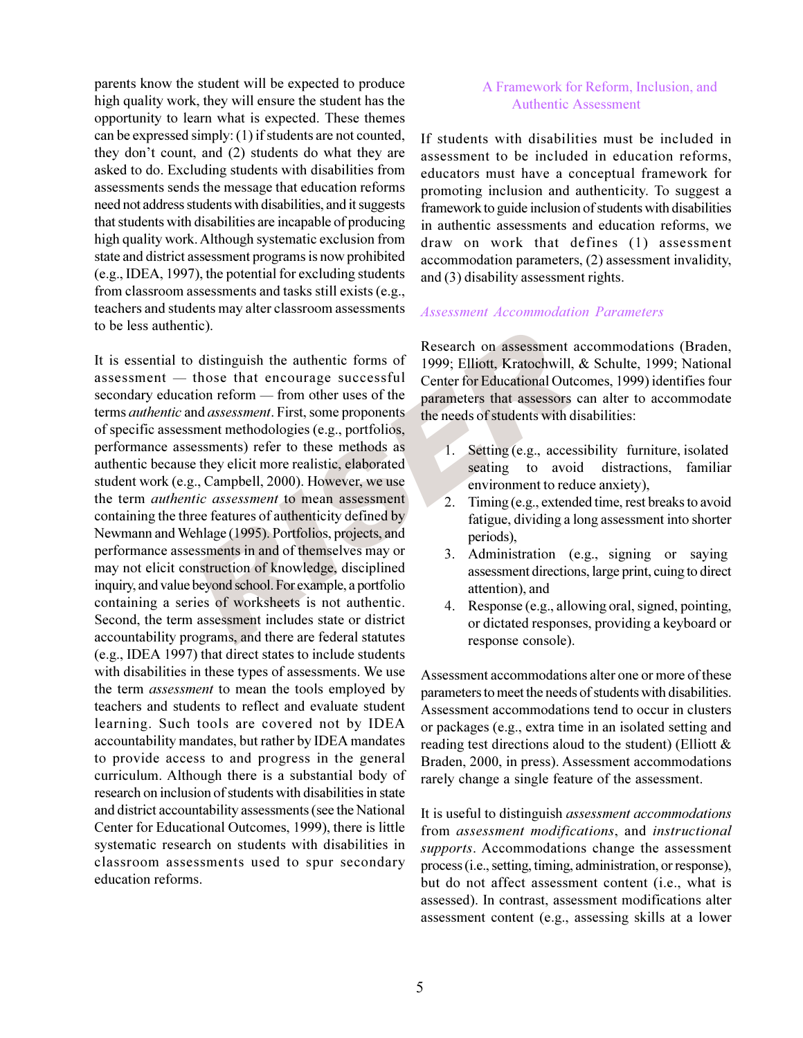parents know the student will be expected to produce high quality work, they will ensure the student has the opportunity to learn what is expected. These themes can be expressed simply: (1) if students are not counted, they don't count, and (2) students do what they are asked to do. Excluding students with disabilities from assessments sends the message that education reforms need not address students with disabilities, and it suggests that students with disabilities are incapable of producing high quality work. Although systematic exclusion from state and district assessment programs is now prohibited (e.g., IDEA, 1997), the potential for excluding students from classroom assessments and tasks still exists (e.g., teachers and students may alter classroom assessments to be less authentic).

It is essential to distinguish the authentic forms of assessment — those that encourage successful secondary education reform — from other uses of the terms *authentic* and *assessment*. First, some proponents of specific assessment methodologies (e.g., portfolios, performance assessments) refer to these methods as authentic because they elicit more realistic, elaborated student work (e.g., Campbell, 2000). However, we use the term *authentic assessment* to mean assessment containing the three features of authenticity defined by Newmann and Wehlage (1995). Portfolios, projects, and performance assessments in and of themselves may or may not elicit construction of knowledge, disciplined inquiry, and value beyond school. For example, a portfolio containing a series of worksheets is not authentic. Second, the term assessment includes state or district accountability programs, and there are federal statutes (e.g., IDEA 1997) that direct states to include students with disabilities in these types of assessments. We use the term *assessment* to mean the tools employed by teachers and students to reflect and evaluate student learning. Such tools are covered not by IDEA accountability mandates, but rather by IDEA mandates to provide access to and progress in the general curriculum. Although there is a substantial body of research on inclusion of students with disabilities in state and district accountability assessments (see the National Center for Educational Outcomes, 1999), there is little systematic research on students with disabilities in classroom assessments used to spur secondary education reforms.

## A Framework for Reform, Inclusion, and Authentic Assessment

If students with disabilities must be included in assessment to be included in education reforms, educators must have a conceptual framework for promoting inclusion and authenticity. To suggest a framework to guide inclusion of students with disabilities in authentic assessments and education reforms, we draw on work that defines (1) assessment accommodation parameters, (2) assessment invalidity, and (3) disability assessment rights.

### *Assessment Accommodation Parameters*

Research on assessment accommodations (Braden, 1999; Elliott, Kratochwill, & Schulte, 1999; National Center for Educational Outcomes, 1999) identifies four parameters that assessors can alter to accommodate the needs of students with disabilities:

1. Setting (e.g., accessibility furniture, isolated seating to avoid distractions, familiar environment to reduce anxiety),
2. Timing (e.g., extended time, rest breaks to avoid fatigue, dividing a long assessment into shorter periods),
3. Administration (e.g., signing or saying assessment directions, large print, cuing to direct attention), and
4. Response (e.g., allowing oral, signed, pointing, or dictated responses, providing a keyboard or response console).

Assessment accommodations alter one or more of these parameters to meet the needs of students with disabilities. Assessment accommodations tend to occur in clusters or packages (e.g., extra time in an isolated setting and reading test directions aloud to the student) (Elliott & Braden, 2000, in press). Assessment accommodations rarely change a single feature of the assessment.

It is useful to distinguish *assessment accommodations* from *assessment modifications*, and *instructional supports*. Accommodations change the assessment process (i.e., setting, timing, administration, or response), but do not affect assessment content (i.e., what is assessed). In contrast, assessment modifications alter assessment content (e.g., assessing skills at a lower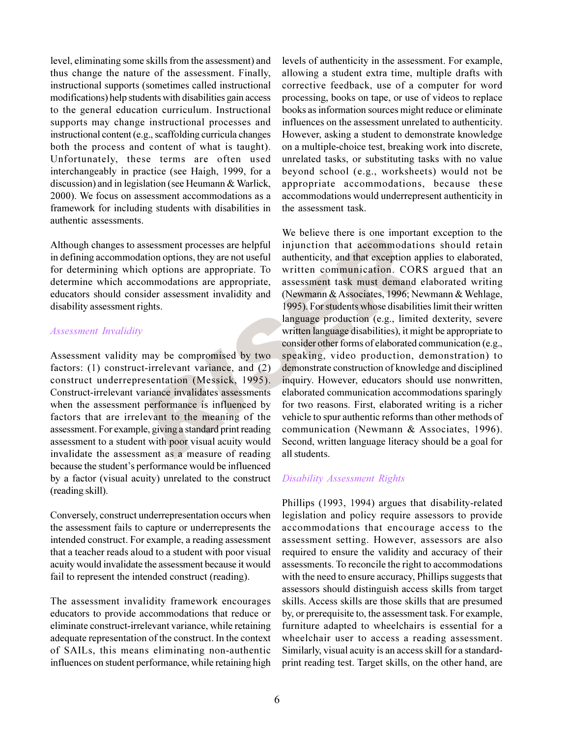level, eliminating some skills from the assessment) and thus change the nature of the assessment. Finally, instructional supports (sometimes called instructional modifications) help students with disabilities gain access to the general education curriculum. Instructional supports may change instructional processes and instructional content (e.g., scaffolding curricula changes both the process and content of what is taught). Unfortunately, these terms are often used interchangeably in practice (see Haigh, 1999, for a discussion) and in legislation (see Heumann & Warlick, 2000). We focus on assessment accommodations as a framework for including students with disabilities in authentic assessments.

Although changes to assessment processes are helpful in defining accommodation options, they are not useful for determining which options are appropriate. To determine which accommodations are appropriate, educators should consider assessment invalidity and disability assessment rights.

### *Assessment Invalidity*

Assessment validity may be compromised by two factors: (1) construct-irrelevant variance, and (2) construct underrepresentation (Messick, 1995). Construct-irrelevant variance invalidates assessments when the assessment performance is influenced by factors that are irrelevant to the meaning of the assessment. For example, giving a standard print reading assessment to a student with poor visual acuity would invalidate the assessment as a measure of reading because the student's performance would be influenced by a factor (visual acuity) unrelated to the construct (reading skill).

Conversely, construct underrepresentation occurs when the assessment fails to capture or underrepresents the intended construct. For example, a reading assessment that a teacher reads aloud to a student with poor visual acuity would invalidate the assessment because it would fail to represent the intended construct (reading).

The assessment invalidity framework encourages educators to provide accommodations that reduce or eliminate construct-irrelevant variance, while retaining adequate representation of the construct. In the context of SAILs, this means eliminating non-authentic influences on student performance, while retaining high levels of authenticity in the assessment. For example, allowing a student extra time, multiple drafts with corrective feedback, use of a computer for word processing, books on tape, or use of videos to replace books as information sources might reduce or eliminate influences on the assessment unrelated to authenticity. However, asking a student to demonstrate knowledge on a multiple-choice test, breaking work into discrete, unrelated tasks, or substituting tasks with no value beyond school (e.g., worksheets) would not be appropriate accommodations, because these accommodations would underrepresent authenticity in the assessment task.

We believe there is one important exception to the injunction that accommodations should retain authenticity, and that exception applies to elaborated, written communication. CORS argued that an assessment task must demand elaborated writing (Newmann & Associates, 1996; Newmann & Wehlage, 1995). For students whose disabilities limit their written language production (e.g., limited dexterity, severe written language disabilities), it might be appropriate to consider other forms of elaborated communication (e.g., speaking, video production, demonstration) to demonstrate construction of knowledge and disciplined inquiry. However, educators should use nonwritten, elaborated communication accommodations sparingly for two reasons. First, elaborated writing is a richer vehicle to spur authentic reforms than other methods of communication (Newmann & Associates, 1996). Second, written language literacy should be a goal for all students.

### *Disability Assessment Rights*

Phillips (1993, 1994) argues that disability-related legislation and policy require assessors to provide accommodations that encourage access to the assessment setting. However, assessors are also required to ensure the validity and accuracy of their assessments. To reconcile the right to accommodations with the need to ensure accuracy, Phillips suggests that assessors should distinguish access skills from target skills. Access skills are those skills that are presumed by, or prerequisite to, the assessment task. For example, furniture adapted to wheelchairs is essential for a wheelchair user to access a reading assessment. Similarly, visual acuity is an access skill for a standard-print reading test. Target skills, on the other hand, are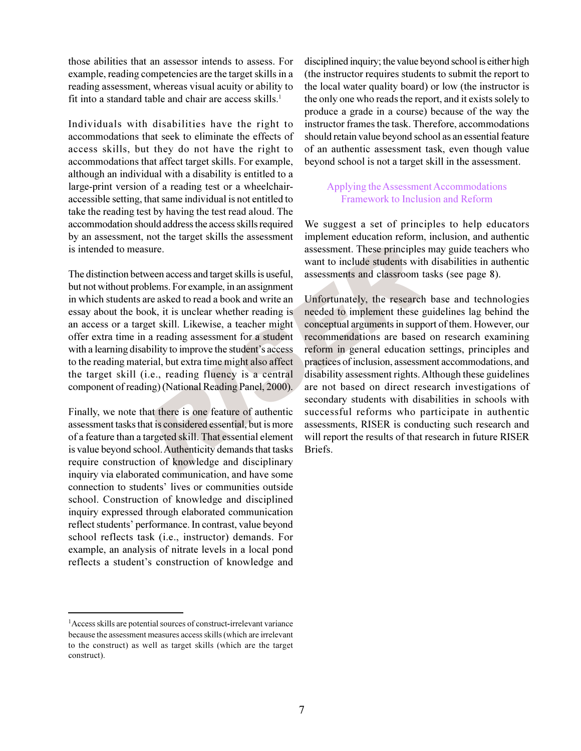those abilities that an assessor intends to assess. For example, reading competencies are the target skills in a reading assessment, whereas visual acuity or ability to fit into a standard table and chair are access skills.[1]

Individuals with disabilities have the right to accommodations that seek to eliminate the effects of access skills, but they do not have the right to accommodations that affect target skills. For example, although an individual with a disability is entitled to a large-print version of a reading test or a wheelchair-accessible setting, that same individual is not entitled to take the reading test by having the test read aloud. The accommodation should address the access skills required by an assessment, not the target skills the assessment is intended to measure.

The distinction between access and target skills is useful, but not without problems. For example, in an assignment in which students are asked to read a book and write an essay about the book, it is unclear whether reading is an access or a target skill. Likewise, a teacher might offer extra time in a reading assessment for a student with a learning disability to improve the student's access to the reading material, but extra time might also affect the target skill (i.e., reading fluency is a central component of reading) (National Reading Panel, 2000).

Finally, we note that there is one feature of authentic assessment tasks that is considered essential, but is more of a feature than a targeted skill. That essential element is value beyond school. Authenticity demands that tasks require construction of knowledge and disciplinary inquiry via elaborated communication, and have some connection to students' lives or communities outside school. Construction of knowledge and disciplined inquiry expressed through elaborated communication reflect students' performance. In contrast, value beyond school reflects task (i.e., instructor) demands. For example, an analysis of nitrate levels in a local pond reflects a student's construction of knowledge and disciplined inquiry; the value beyond school is either high (the instructor requires students to submit the report to the local water quality board) or low (the instructor is the only one who reads the report, and it exists solely to produce a grade in a course) because of the way the instructor frames the task. Therefore, accommodations should retain value beyond school as an essential feature of an authentic assessment task, even though value beyond school is not a target skill in the assessment.

## Applying the Assessment Accommodations Framework to Inclusion and Reform

We suggest a set of principles to help educators implement education reform, inclusion, and authentic assessment. These principles may guide teachers who want to include students with disabilities in authentic assessments and classroom tasks (see page 8).

Unfortunately, the research base and technologies needed to implement these guidelines lag behind the conceptual arguments in support of them. However, our recommendations are based on research examining reform in general education settings, principles and practices of inclusion, assessment accommodations, and disability assessment rights. Although these guidelines are not based on direct research investigations of secondary students with disabilities in schools with successful reforms who participate in authentic assessments, RISER is conducting such research and will report the results of that research in future RISER Briefs.

---

[1] Access skills are potential sources of construct-irrelevant variance because the assessment measures access skills (which are irrelevant to the construct) as well as target skills (which are the target construct).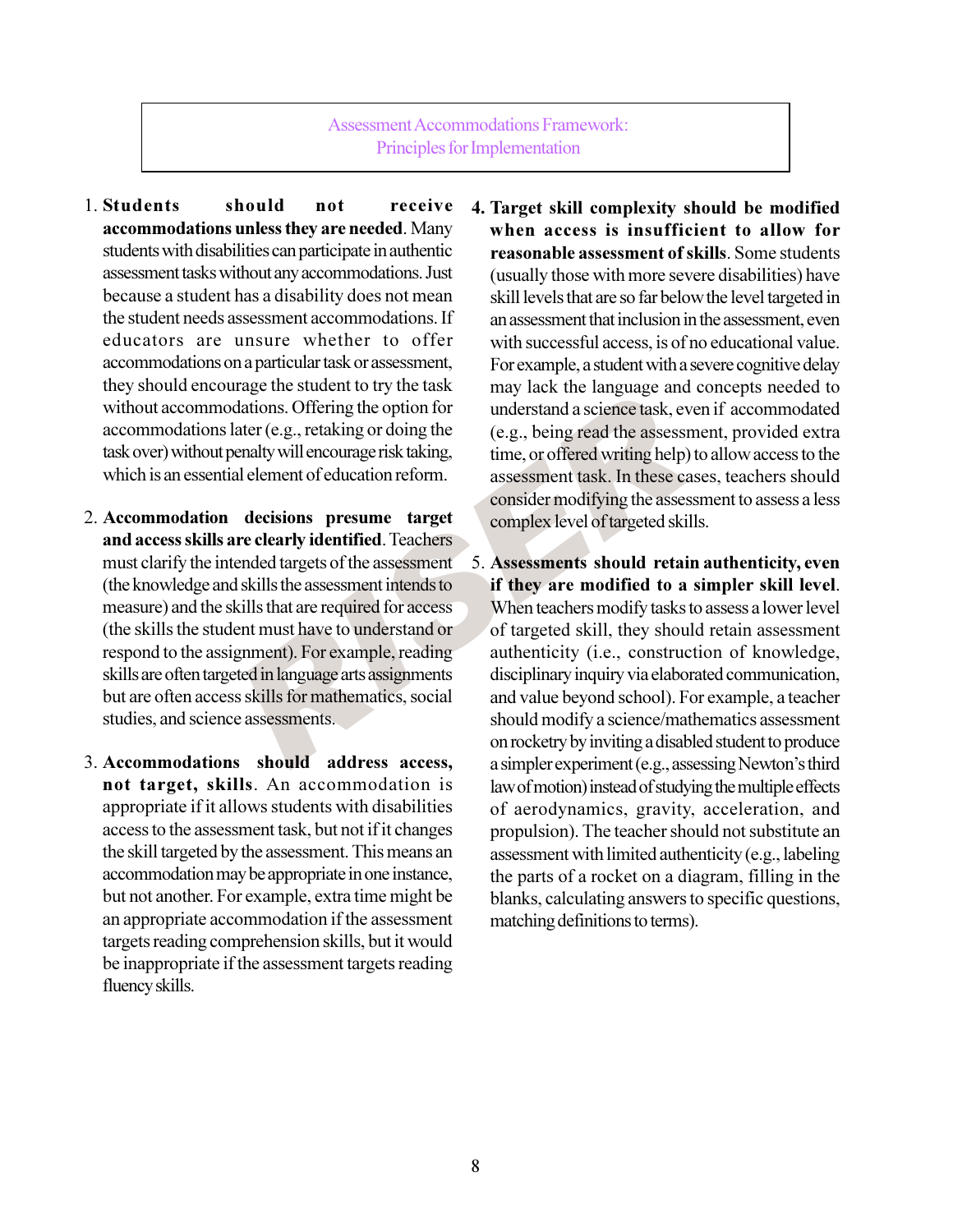## Assessment Accommodations Framework: Principles for Implementation

1. **Students should not receive accommodations unless they are needed**. Many students with disabilities can participate in authentic assessment tasks without any accommodations. Just because a student has a disability does not mean the student needs assessment accommodations. If educators are unsure whether to offer accommodations on a particular task or assessment, they should encourage the student to try the task without accommodations. Offering the option for accommodations later (e.g., retaking or doing the task over) without penalty will encourage risk taking, which is an essential element of education reform.

2. **Accommodation decisions presume target and access skills are clearly identified**. Teachers must clarify the intended targets of the assessment (the knowledge and skills the assessment intends to measure) and the skills that are required for access (the skills the student must have to understand or respond to the assignment). For example, reading skills are often targeted in language arts assignments but are often access skills for mathematics, social studies, and science assessments.

3. **Accommodations should address access, not target, skills**. An accommodation is appropriate if it allows students with disabilities access to the assessment task, but not if it changes the skill targeted by the assessment. This means an accommodation may be appropriate in one instance, but not another. For example, extra time might be an appropriate accommodation if the assessment targets reading comprehension skills, but it would be inappropriate if the assessment targets reading fluency skills.

4. **Target skill complexity should be modified when access is insufficient to allow for reasonable assessment of skills**. Some students (usually those with more severe disabilities) have skill levels that are so far below the level targeted in an assessment that inclusion in the assessment, even with successful access, is of no educational value. For example, a student with a severe cognitive delay may lack the language and concepts needed to understand a science task, even if accommodated (e.g., being read the assessment, provided extra time, or offered writing help) to allow access to the assessment task. In these cases, teachers should consider modifying the assessment to assess a less complex level of targeted skills.

5. **Assessments should retain authenticity, even if they are modified to a simpler skill level**. When teachers modify tasks to assess a lower level of targeted skill, they should retain assessment authenticity (i.e., construction of knowledge, disciplinary inquiry via elaborated communication, and value beyond school). For example, a teacher should modify a science/mathematics assessment on rocketry by inviting a disabled student to produce a simpler experiment (e.g., assessing Newton's third law of motion) instead of studying the multiple effects of aerodynamics, gravity, acceleration, and propulsion). The teacher should not substitute an assessment with limited authenticity (e.g., labeling the parts of a rocket on a diagram, filling in the blanks, calculating answers to specific questions, matching definitions to terms).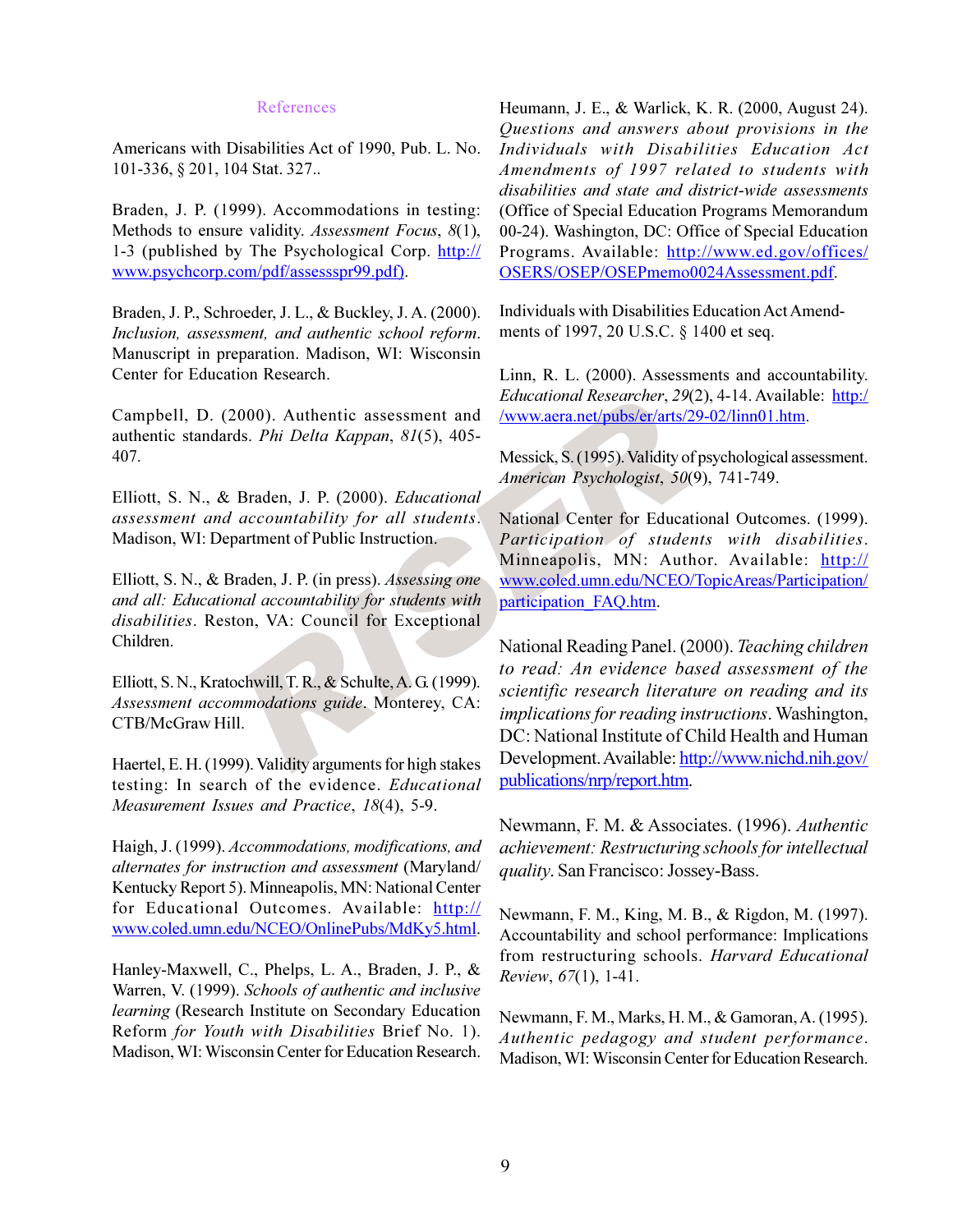## References

Americans with Disabilities Act of 1990, Pub. L. No. 101-336, § 201, 104 Stat. 327..

Braden, J. P. (1999). Accommodations in testing: Methods to ensure validity. *Assessment Focus*, *8*(1), 1-3 (published by The Psychological Corp. http://www.psychcorp.com/pdf/assessspr99.pdf).

Braden, J. P., Schroeder, J. L., & Buckley, J. A. (2000). *Inclusion, assessment, and authentic school reform*. Manuscript in preparation. Madison, WI: Wisconsin Center for Education Research.

Campbell, D. (2000). Authentic assessment and authentic standards. *Phi Delta Kappan*, *81*(5), 405-407.

Elliott, S. N., & Braden, J. P. (2000). *Educational assessment and accountability for all students*. Madison, WI: Department of Public Instruction.

Elliott, S. N., & Braden, J. P. (in press). *Assessing one and all: Educational accountability for students with disabilities*. Reston, VA: Council for Exceptional Children.

Elliott, S. N., Kratochwill, T. R., & Schulte, A. G. (1999). *Assessment accommodations guide*. Monterey, CA: CTB/McGraw Hill.

Haertel, E. H. (1999). Validity arguments for high stakes testing: In search of the evidence. *Educational Measurement Issues and Practice*, *18*(4), 5-9.

Haigh, J. (1999). *Accommodations, modifications, and alternates for instruction and assessment* (Maryland/Kentucky Report 5). Minneapolis, MN: National Center for Educational Outcomes. Available: http://www.coled.umn.edu/NCEO/OnlinePubs/MdKy5.html.

Hanley-Maxwell, C., Phelps, L. A., Braden, J. P., & Warren, V. (1999). *Schools of authentic and inclusive learning* (Research Institute on Secondary Education Reform *for Youth with Disabilities* Brief No. 1). Madison, WI: Wisconsin Center for Education Research.

Heumann, J. E., & Warlick, K. R. (2000, August 24). *Questions and answers about provisions in the Individuals with Disabilities Education Act Amendments of 1997 related to students with disabilities and state and district-wide assessments* (Office of Special Education Programs Memorandum 00-24). Washington, DC: Office of Special Education Programs. Available: http://www.ed.gov/offices/OSERS/OSEP/OSEPmemo0024Assessment.pdf.

Individuals with Disabilities Education Act Amendments of 1997, 20 U.S.C. § 1400 et seq.

Linn, R. L. (2000). Assessments and accountability. *Educational Researcher*, *29*(2), 4-14. Available: http://www.aera.net/pubs/er/arts/29-02/linn01.htm.

Messick, S. (1995). Validity of psychological assessment. *American Psychologist*, *50*(9), 741-749.

National Center for Educational Outcomes. (1999). *Participation of students with disabilities*. Minneapolis, MN: Author. Available: http://www.coled.umn.edu/NCEO/TopicAreas/Participation/participation_FAQ.htm.

National Reading Panel. (2000). *Teaching children to read: An evidence based assessment of the scientific research literature on reading and its implications for reading instructions*. Washington, DC: National Institute of Child Health and Human Development. Available: http://www.nichd.nih.gov/publications/nrp/report.htm.

Newmann, F. M. & Associates. (1996). *Authentic achievement: Restructuring schools for intellectual quality*. San Francisco: Jossey-Bass.

Newmann, F. M., King, M. B., & Rigdon, M. (1997). Accountability and school performance: Implications from restructuring schools. *Harvard Educational Review*, *67*(1), 1-41.

Newmann, F. M., Marks, H. M., & Gamoran, A. (1995). *Authentic pedagogy and student performance*. Madison, WI: Wisconsin Center for Education Research.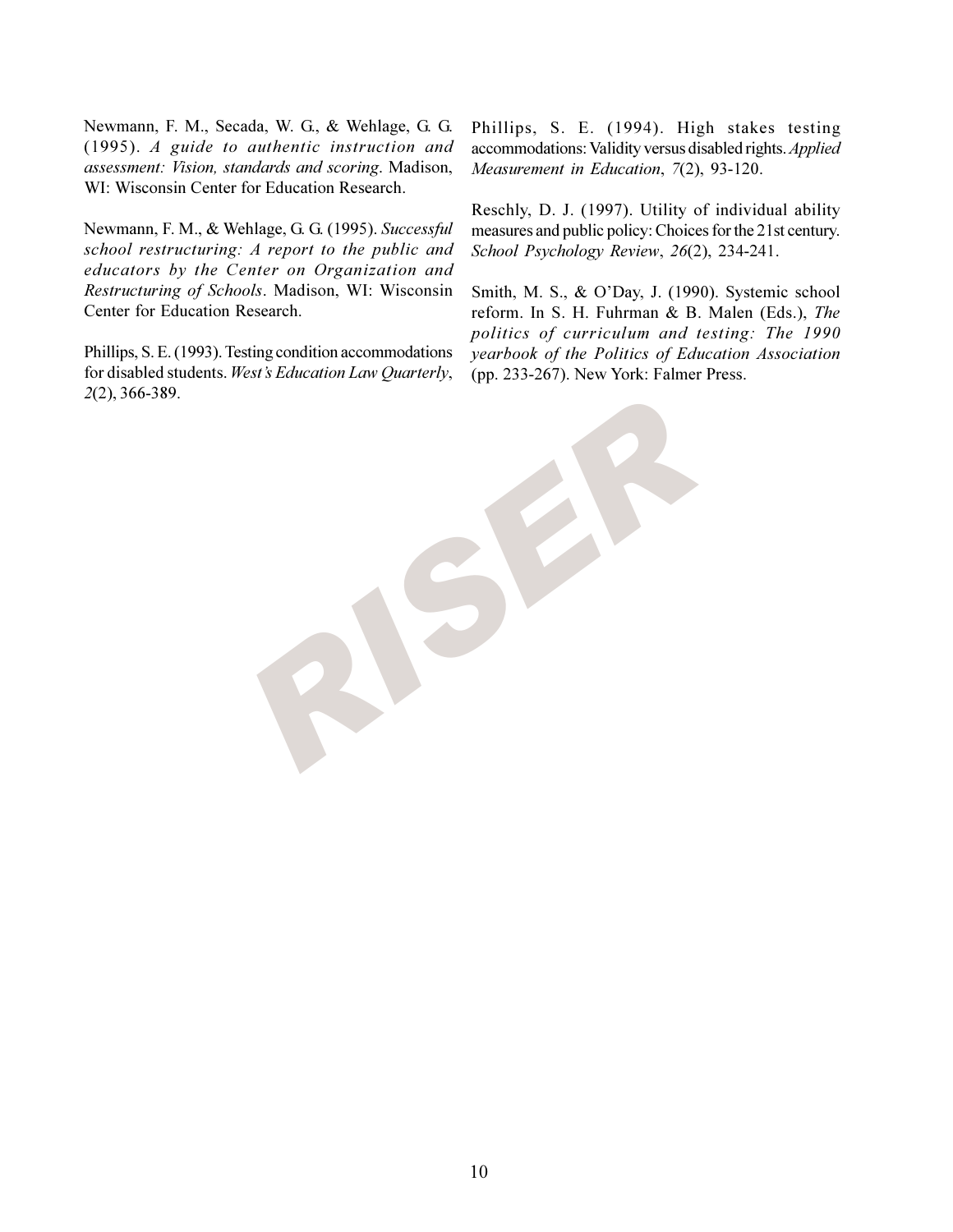Newmann, F. M., Secada, W. G., & Wehlage, G. G. (1995). *A guide to authentic instruction and assessment: Vision, standards and scoring*. Madison, WI: Wisconsin Center for Education Research.

Newmann, F. M., & Wehlage, G. G. (1995). *Successful school restructuring: A report to the public and educators by the Center on Organization and Restructuring of Schools*. Madison, WI: Wisconsin Center for Education Research.

Phillips, S. E. (1993). Testing condition accommodations for disabled students. *West's Education Law Quarterly*, *2*(2), 366-389.

Phillips, S. E. (1994). High stakes testing accommodations: Validity versus disabled rights. *Applied Measurement in Education*, *7*(2), 93-120.

Reschly, D. J. (1997). Utility of individual ability measures and public policy: Choices for the 21st century. *School Psychology Review*, *26*(2), 234-241.

Smith, M. S., & O'Day, J. (1990). Systemic school reform. In S. H. Fuhrman & B. Malen (Eds.), *The politics of curriculum and testing: The 1990 yearbook of the Politics of Education Association* (pp. 233-267). New York: Falmer Press.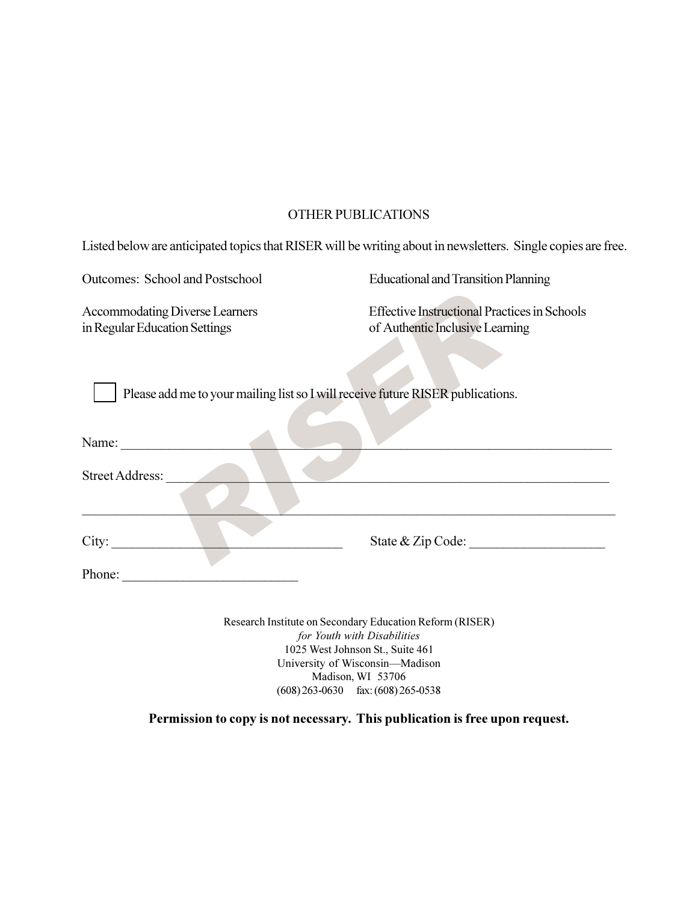## OTHER PUBLICATIONS

Listed below are anticipated topics that RISER will be writing about in newsletters. Single copies are free.

- Outcomes: School and Postschool
- Educational and Transition Planning
- Accommodating Diverse Learners in Regular Education Settings
- Effective Instructional Practices in Schools of Authentic Inclusive Learning

☐ Please add me to your mailing list so I will receive future RISER publications.

Name: ______________________________________________________________________

Street Address: _______________________________________________________________

________________________________________________________________________________

City: ________________________________ State & Zip Code: ___________________

Phone: _________________________

Research Institute on Secondary Education Reform (RISER)
*for Youth with Disabilities*
1025 West Johnson St., Suite 461
University of Wisconsin—Madison
Madison, WI 53706
(608) 263-0630 fax: (608) 265-0538

**Permission to copy is not necessary. This publication is free upon request.**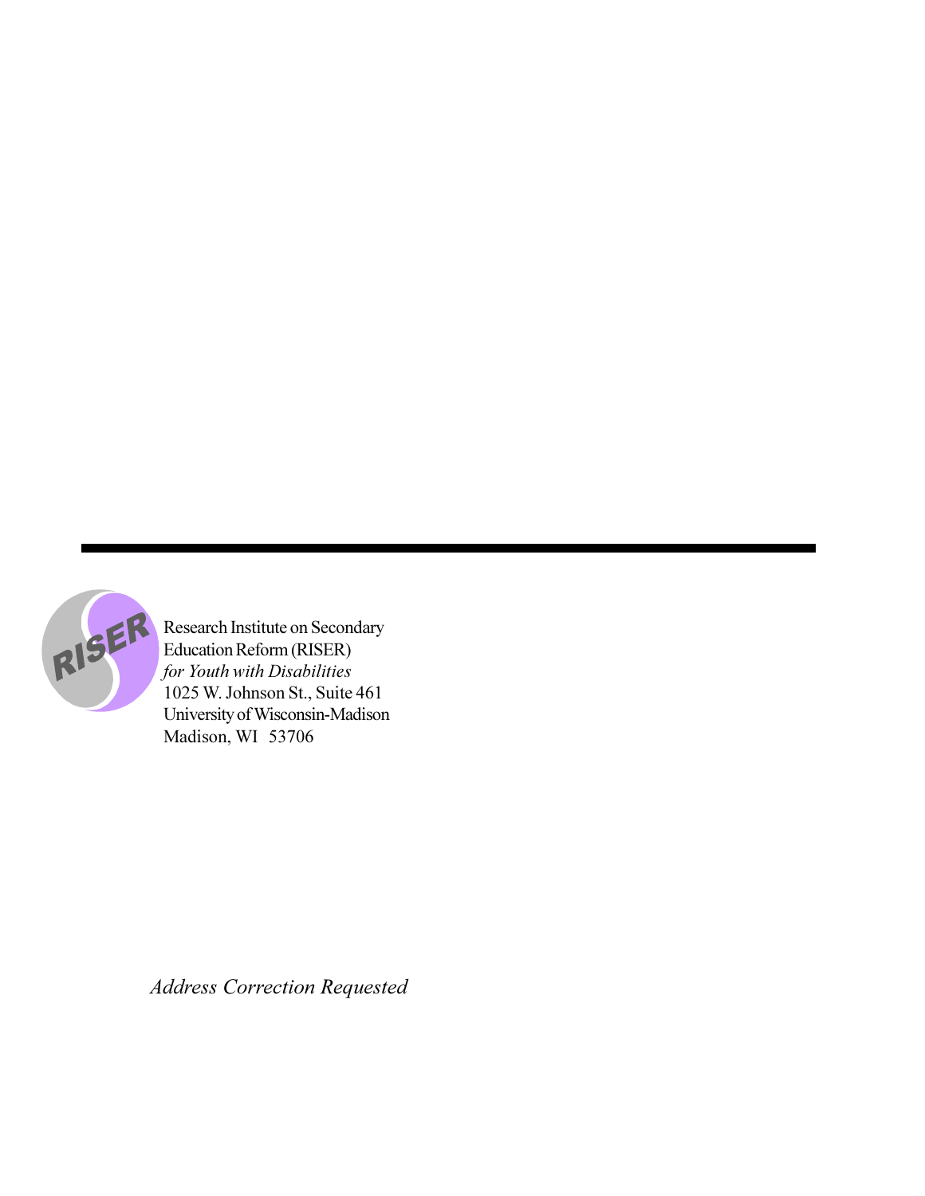RISER

Research Institute on Secondary Education Reform (RISER)
*for Youth with Disabilities*
1025 W. Johnson St., Suite 461
University of Wisconsin-Madison
Madison, WI 53706

*Address Correction Requested*